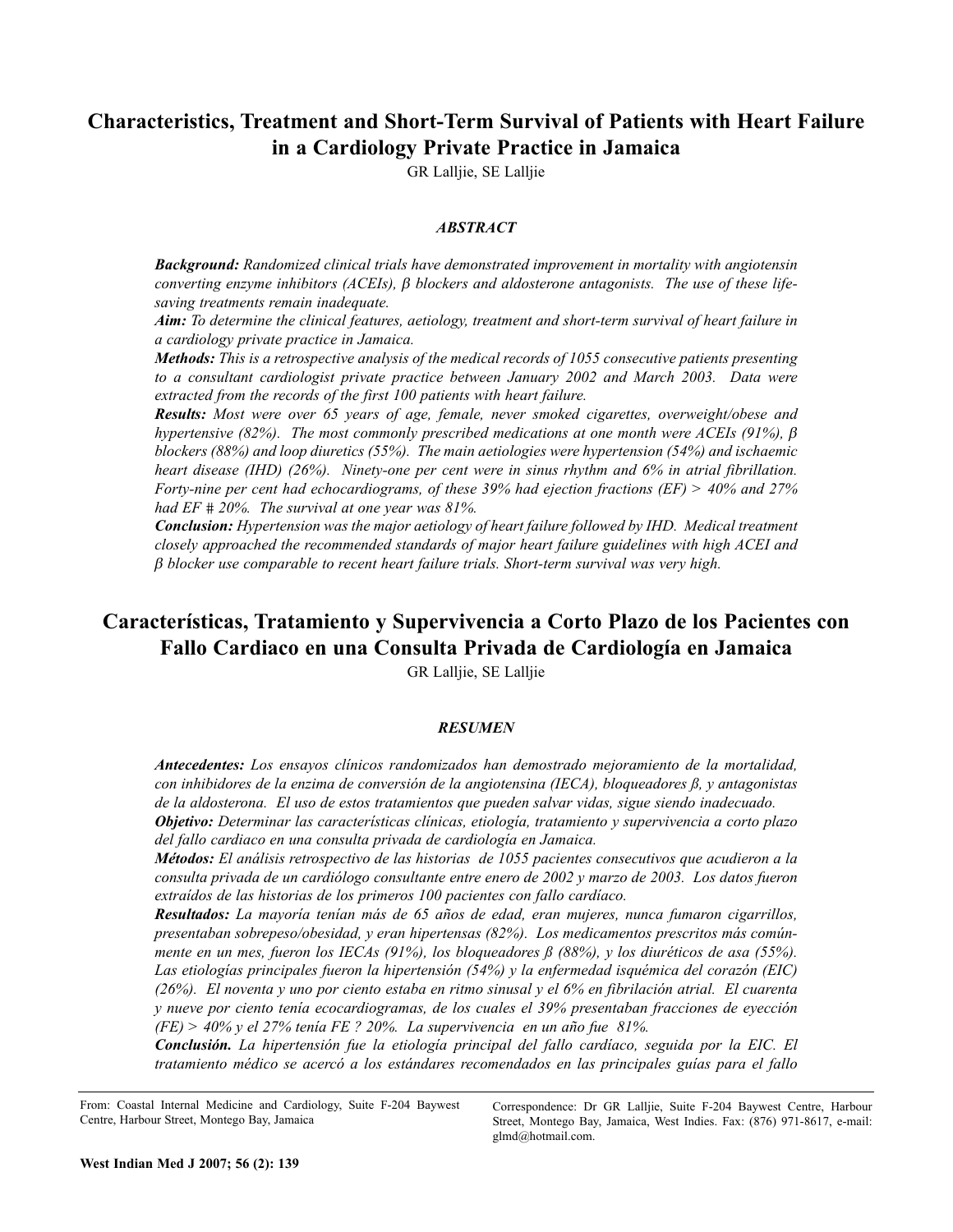# Characteristics, Treatment and Short-Term Survival of Patients with Heart Failure in a Cardiology Private Practice in Jamaica

GR Lalljie, SE Lalljie

### *ABSTRACT*

***Background:*** *Randomized clinical trials have demonstrated improvement in mortality with angiotensin converting enzyme inhibitors (ACEIs), β blockers and aldosterone antagonists. The use of these life-saving treatments remain inadequate.*

***Aim:*** *To determine the clinical features, aetiology, treatment and short-term survival of heart failure in a cardiology private practice in Jamaica.*

***Methods:*** *This is a retrospective analysis of the medical records of 1055 consecutive patients presenting to a consultant cardiologist private practice between January 2002 and March 2003. Data were extracted from the records of the first 100 patients with heart failure.*

***Results:*** *Most were over 65 years of age, female, never smoked cigarettes, overweight/obese and hypertensive (82%). The most commonly prescribed medications at one month were ACEIs (91%), β blockers (88%) and loop diuretics (55%). The main aetiologies were hypertension (54%) and ischaemic heart disease (IHD) (26%). Ninety-one per cent were in sinus rhythm and 6% in atrial fibrillation. Forty-nine per cent had echocardiograms, of these 39% had ejection fractions (EF) > 40% and 27% had EF # 20%. The survival at one year was 81%.*

***Conclusion:*** *Hypertension was the major aetiology of heart failure followed by IHD. Medical treatment closely approached the recommended standards of major heart failure guidelines with high ACEI and β blocker use comparable to recent heart failure trials. Short-term survival was very high.*

# Características, Tratamiento y Supervivencia a Corto Plazo de los Pacientes con Fallo Cardiaco en una Consulta Privada de Cardiología en Jamaica

GR Lalljie, SE Lalljie

### *RESUMEN*

***Antecedentes:*** *Los ensayos clínicos randomizados han demostrado mejoramiento de la mortalidad, con inhibidores de la enzima de conversión de la angiotensina (IECA), bloqueadores ß, y antagonistas de la aldosterona. El uso de estos tratamientos que pueden salvar vidas, sigue siendo inadecuado.*

***Objetivo:*** *Determinar las características clínicas, etiología, tratamiento y supervivencia a corto plazo del fallo cardiaco en una consulta privada de cardiología en Jamaica.*

***Métodos:*** *El análisis retrospectivo de las historias de 1055 pacientes consecutivos que acudieron a la consulta privada de un cardiólogo consultante entre enero de 2002 y marzo de 2003. Los datos fueron extraídos de las historias de los primeros 100 pacientes con fallo cardíaco.*

***Resultados:*** *La mayoría tenían más de 65 años de edad, eran mujeres, nunca fumaron cigarrillos, presentaban sobrepeso/obesidad, y eran hipertensas (82%). Los medicamentos prescritos más comúnmente en un mes, fueron los IECAs (91%), los bloqueadores ß (88%), y los diuréticos de asa (55%). Las etiologías principales fueron la hipertensión (54%) y la enfermedad isquémica del corazón (EIC) (26%). El noventa y uno por ciento estaba en ritmo sinusal y el 6% en fibrilación atrial. El cuarenta y nueve por ciento tenía ecocardiogramas, de los cuales el 39% presentaban fracciones de eyección (FE) > 40% y el 27% tenía FE ? 20%. La supervivencia en un año fue 81%.*

***Conclusión.*** *La hipertensión fue la etiología principal del fallo cardíaco, seguida por la EIC. El tratamiento médico se acercó a los estándares recomendados en las principales guías para el fallo*

---

From: Coastal Internal Medicine and Cardiology, Suite F-204 Baywest Centre, Harbour Street, Montego Bay, Jamaica

Correspondence: Dr GR Lalljie, Suite F-204 Baywest Centre, Harbour Street, Montego Bay, Jamaica, West Indies. Fax: (876) 971-8617, e-mail: glmd@hotmail.com.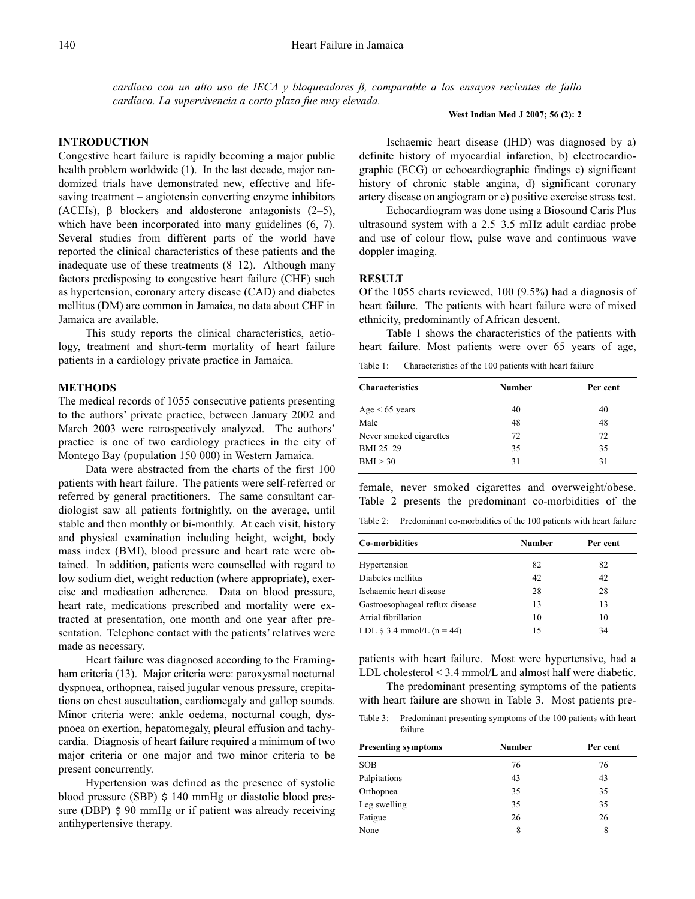*cardíaco con un alto uso de IECA y bloqueadores β, comparable a los ensayos recientes de fallo cardíaco. La supervivencia a corto plazo fue muy elevada.*

## INTRODUCTION

Congestive heart failure is rapidly becoming a major public health problem worldwide (1). In the last decade, major randomized trials have demonstrated new, effective and life-saving treatment – angiotensin converting enzyme inhibitors (ACEIs), β blockers and aldosterone antagonists (2–5), which have been incorporated into many guidelines (6, 7). Several studies from different parts of the world have reported the clinical characteristics of these patients and the inadequate use of these treatments (8–12). Although many factors predisposing to congestive heart failure (CHF) such as hypertension, coronary artery disease (CAD) and diabetes mellitus (DM) are common in Jamaica, no data about CHF in Jamaica are available.

This study reports the clinical characteristics, aetiology, treatment and short-term mortality of heart failure patients in a cardiology private practice in Jamaica.

## METHODS

The medical records of 1055 consecutive patients presenting to the authors' private practice, between January 2002 and March 2003 were retrospectively analyzed. The authors' practice is one of two cardiology practices in the city of Montego Bay (population 150 000) in Western Jamaica.

Data were abstracted from the charts of the first 100 patients with heart failure. The patients were self-referred or referred by general practitioners. The same consultant cardiologist saw all patients fortnightly, on the average, until stable and then monthly or bi-monthly. At each visit, history and physical examination including height, weight, body mass index (BMI), blood pressure and heart rate were obtained. In addition, patients were counselled with regard to low sodium diet, weight reduction (where appropriate), exercise and medication adherence. Data on blood pressure, heart rate, medications prescribed and mortality were extracted at presentation, one month and one year after presentation. Telephone contact with the patients' relatives were made as necessary.

Heart failure was diagnosed according to the Framingham criteria (13). Major criteria were: paroxysmal nocturnal dyspnoea, orthopnea, raised jugular venous pressure, crepitations on chest auscultation, cardiomegaly and gallop sounds. Minor criteria were: ankle oedema, nocturnal cough, dyspnoea on exertion, hepatomegaly, pleural effusion and tachycardia. Diagnosis of heart failure required a minimum of two major criteria or one major and two minor criteria to be present concurrently.

Hypertension was defined as the presence of systolic blood pressure (SBP) $\geq$ 140 mmHg or diastolic blood pressure (DBP) $\geq$ 90 mmHg or if patient was already receiving antihypertensive therapy.

Ischaemic heart disease (IHD) was diagnosed by a) definite history of myocardial infarction, b) electrocardiographic (ECG) or echocardiographic findings c) significant history of chronic stable angina, d) significant coronary artery disease on angiogram or e) positive exercise stress test.

Echocardiogram was done using a Biosound Caris Plus ultrasound system with a 2.5–3.5 mHz adult cardiac probe and use of colour flow, pulse wave and continuous wave doppler imaging.

## RESULT

Of the 1055 charts reviewed, 100 (9.5%) had a diagnosis of heart failure. The patients with heart failure were of mixed ethnicity, predominantly of African descent.

Table 1 shows the characteristics of the patients with heart failure. Most patients were over 65 years of age, female, never smoked cigarettes and overweight/obese. Table 2 presents the predominant co-morbidities of the patients with heart failure. Most were hypertensive, had a LDL cholesterol < 3.4 mmol/L and almost half were diabetic.

Table 1: Characteristics of the 100 patients with heart failure

| Characteristics | Number | Per cent |
|---|---|---|
| Age < 65 years | 40 | 40 |
| Male | 48 | 48 |
| Never smoked cigarettes | 72 | 72 |
| BMI 25–29 | 35 | 35 |
| BMI > 30 | 31 | 31 |

Table 2: Predominant co-morbidities of the 100 patients with heart failure

| Co-morbidities | Number | Per cent |
|---|---|---|
| Hypertension | 82 | 82 |
| Diabetes mellitus | 42 | 42 |
| Ischaemic heart disease | 28 | 28 |
| Gastroesophageal reflux disease | 13 | 13 |
| Atrial fibrillation | 10 | 10 |
| LDL $\geq$ 3.4 mmol/L (n = 44) | 15 | 34 |

The predominant presenting symptoms of the patients with heart failure are shown in Table 3. Most patients pre-

Table 3: Predominant presenting symptoms of the 100 patients with heart failure

| Presenting symptoms | Number | Per cent |
|---|---|---|
| SOB | 76 | 76 |
| Palpitations | 43 | 43 |
| Orthopnea | 35 | 35 |
| Leg swelling | 35 | 35 |
| Fatigue | 26 | 26 |
| None | 8 | 8 |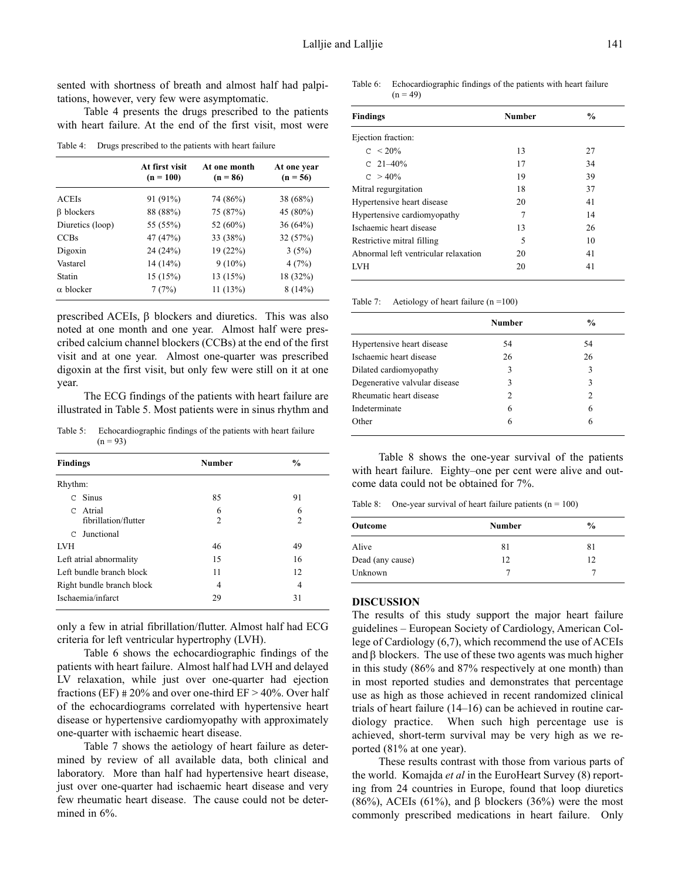sented with shortness of breath and almost half had palpitations, however, very few were asymptomatic.

Table 4 presents the drugs prescribed to the patients with heart failure. At the end of the first visit, most were prescribed ACEIs, β blockers and diuretics. This was also noted at one month and one year. Almost half were prescribed calcium channel blockers (CCBs) at the end of the first visit and at one year. Almost one-quarter was prescribed digoxin at the first visit, but only few were still on it at one year.

Table 4: Drugs prescribed to the patients with heart failure

| | At first visit (n = 100) | At one month (n = 86) | At one year (n = 56) |
|---|---|---|---|
| ACEIs | 91 (91%) | 74 (86%) | 38 (68%) |
| β blockers | 88 (88%) | 75 (87%) | 45 (80%) |
| Diuretics (loop) | 55 (55%) | 52 (60%) | 36 (64%) |
| CCBs | 47 (47%) | 33 (38%) | 32 (57%) |
| Digoxin | 24 (24%) | 19 (22%) | 3 (5%) |
| Vastarel | 14 (14%) | 9 (10%) | 4 (7%) |
| Statin | 15 (15%) | 13 (15%) | 18 (32%) |
| α blocker | 7 (7%) | 11 (13%) | 8 (14%) |

The ECG findings of the patients with heart failure are illustrated in Table 5. Most patients were in sinus rhythm and only a few in atrial fibrillation/flutter. Almost half had ECG criteria for left ventricular hypertrophy (LVH).

Table 5: Echocardiographic findings of the patients with heart failure (n = 93)

| Findings | Number | % |
|---|---|---|
| Rhythm: | | |
| ◦ Sinus | 85 | 91 |
| ◦ Atrial fibrillation/flutter | 6 | 6 |
| ◦ Junctional | 2 | 2 |
| LVH | 46 | 49 |
| Left atrial abnormality | 15 | 16 |
| Left bundle branch block | 11 | 12 |
| Right bundle branch block | 4 | 4 |
| Ischaemia/infarct | 29 | 31 |

Table 6 shows the echocardiographic findings of the patients with heart failure. Almost half had LVH and delayed LV relaxation, while just over one-quarter had ejection fractions (EF) ≤ 20% and over one-third EF > 40%. Over half of the echocardiograms correlated with hypertensive heart disease or hypertensive cardiomyopathy with approximately one-quarter with ischaemic heart disease.

Table 7 shows the aetiology of heart failure as determined by review of all available data, both clinical and laboratory. More than half had hypertensive heart disease, just over one-quarter had ischaemic heart disease and very few rheumatic heart disease. The cause could not be determined in 6%.

Table 6: Echocardiographic findings of the patients with heart failure (n = 49)

| Findings | Number | % |
|---|---|---|
| Ejection fraction: | | |
| ◦ < 20% | 13 | 27 |
| ◦ 21–40% | 17 | 34 |
| ◦ > 40% | 19 | 39 |
| Mitral regurgitation | 18 | 37 |
| Hypertensive heart disease | 20 | 41 |
| Hypertensive cardiomyopathy | 7 | 14 |
| Ischaemic heart disease | 13 | 26 |
| Restrictive mitral filling | 5 | 10 |
| Abnormal left ventricular relaxation | 20 | 41 |
| LVH | 20 | 41 |

Table 7: Aetiology of heart failure (n =100)

| | Number | % |
|---|---|---|
| Hypertensive heart disease | 54 | 54 |
| Ischaemic heart disease | 26 | 26 |
| Dilated cardiomyopathy | 3 | 3 |
| Degenerative valvular disease | 3 | 3 |
| Rheumatic heart disease | 2 | 2 |
| Indeterminate | 6 | 6 |
| Other | 6 | 6 |

Table 8 shows the one-year survival of the patients with heart failure. Eighty–one per cent were alive and outcome data could not be obtained for 7%.

Table 8: One-year survival of heart failure patients (n = 100)

| Outcome | Number | % |
|---|---|---|
| Alive | 81 | 81 |
| Dead (any cause) | 12 | 12 |
| Unknown | 7 | 7 |

## DISCUSSION

The results of this study support the major heart failure guidelines – European Society of Cardiology, American College of Cardiology (6,7), which recommend the use of ACEIs and β blockers. The use of these two agents was much higher in this study (86% and 87% respectively at one month) than in most reported studies and demonstrates that percentage use as high as those achieved in recent randomized clinical trials of heart failure (14–16) can be achieved in routine cardiology practice. When such high percentage use is achieved, short-term survival may be very high as we reported (81% at one year).

These results contrast with those from various parts of the world. Komajda *et al* in the EuroHeart Survey (8) reporting from 24 countries in Europe, found that loop diuretics (86%), ACEIs (61%), and β blockers (36%) were the most commonly prescribed medications in heart failure. Only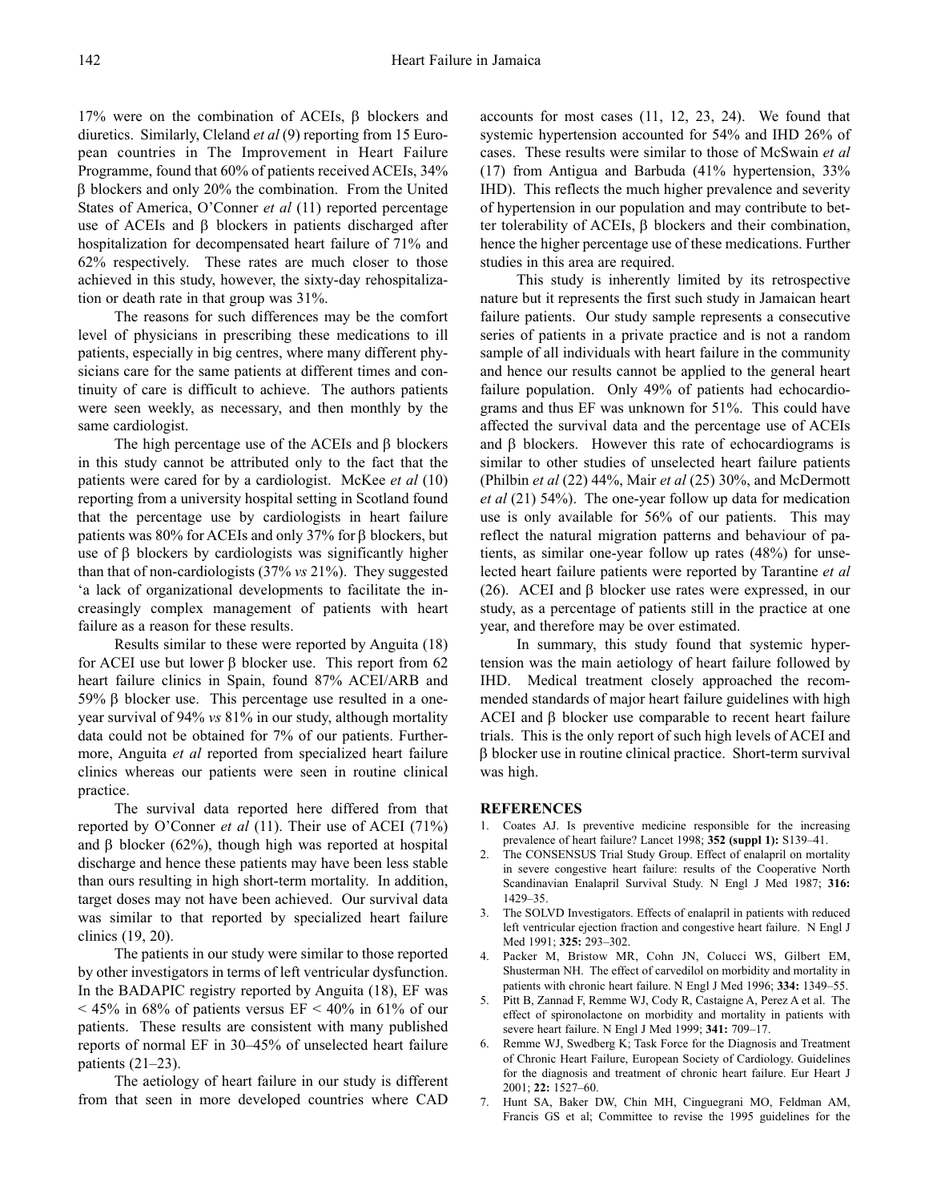17% were on the combination of ACEIs, β blockers and diuretics. Similarly, Cleland *et al* (9) reporting from 15 European countries in The Improvement in Heart Failure Programme, found that 60% of patients received ACEIs, 34% β blockers and only 20% the combination. From the United States of America, O'Conner *et al* (11) reported percentage use of ACEIs and β blockers in patients discharged after hospitalization for decompensated heart failure of 71% and 62% respectively. These rates are much closer to those achieved in this study, however, the sixty-day rehospitalization or death rate in that group was 31%.

The reasons for such differences may be the comfort level of physicians in prescribing these medications to ill patients, especially in big centres, where many different physicians care for the same patients at different times and continuity of care is difficult to achieve. The authors patients were seen weekly, as necessary, and then monthly by the same cardiologist.

The high percentage use of the ACEIs and β blockers in this study cannot be attributed only to the fact that the patients were cared for by a cardiologist. McKee *et al* (10) reporting from a university hospital setting in Scotland found that the percentage use by cardiologists in heart failure patients was 80% for ACEIs and only 37% for β blockers, but use of β blockers by cardiologists was significantly higher than that of non-cardiologists (37% *vs* 21%). They suggested 'a lack of organizational developments to facilitate the increasingly complex management of patients with heart failure as a reason for these results.

Results similar to these were reported by Anguita (18) for ACEI use but lower β blocker use. This report from 62 heart failure clinics in Spain, found 87% ACEI/ARB and 59% β blocker use. This percentage use resulted in a one-year survival of 94% *vs* 81% in our study, although mortality data could not be obtained for 7% of our patients. Furthermore, Anguita *et al* reported from specialized heart failure clinics whereas our patients were seen in routine clinical practice.

The survival data reported here differed from that reported by O'Conner *et al* (11). Their use of ACEI (71%) and β blocker (62%), though high was reported at hospital discharge and hence these patients may have been less stable than ours resulting in high short-term mortality. In addition, target doses may not have been achieved. Our survival data was similar to that reported by specialized heart failure clinics (19, 20).

The patients in our study were similar to those reported by other investigators in terms of left ventricular dysfunction. In the BADAPIC registry reported by Anguita (18), EF was < 45% in 68% of patients versus EF < 40% in 61% of our patients. These results are consistent with many published reports of normal EF in 30–45% of unselected heart failure patients (21–23).

The aetiology of heart failure in our study is different from that seen in more developed countries where CAD accounts for most cases (11, 12, 23, 24). We found that systemic hypertension accounted for 54% and IHD 26% of cases. These results were similar to those of McSwain *et al* (17) from Antigua and Barbuda (41% hypertension, 33% IHD). This reflects the much higher prevalence and severity of hypertension in our population and may contribute to better tolerability of ACEIs, β blockers and their combination, hence the higher percentage use of these medications. Further studies in this area are required.

This study is inherently limited by its retrospective nature but it represents the first such study in Jamaican heart failure patients. Our study sample represents a consecutive series of patients in a private practice and is not a random sample of all individuals with heart failure in the community and hence our results cannot be applied to the general heart failure population. Only 49% of patients had echocardiograms and thus EF was unknown for 51%. This could have affected the survival data and the percentage use of ACEIs and β blockers. However this rate of echocardiograms is similar to other studies of unselected heart failure patients (Philbin *et al* (22) 44%, Mair *et al* (25) 30%, and McDermott *et al* (21) 54%). The one-year follow up data for medication use is only available for 56% of our patients. This may reflect the natural migration patterns and behaviour of patients, as similar one-year follow up rates (48%) for unselected heart failure patients were reported by Tarantine *et al* (26). ACEI and β blocker use rates were expressed, in our study, as a percentage of patients still in the practice at one year, and therefore may be over estimated.

In summary, this study found that systemic hypertension was the main aetiology of heart failure followed by IHD. Medical treatment closely approached the recommended standards of major heart failure guidelines with high ACEI and β blocker use comparable to recent heart failure trials. This is the only report of such high levels of ACEI and β blocker use in routine clinical practice. Short-term survival was high.

## REFERENCES

1. Coates AJ. Is preventive medicine responsible for the increasing prevalence of heart failure? Lancet 1998; **352 (suppl 1):** S139–41.
2. The CONSENSUS Trial Study Group. Effect of enalapril on mortality in severe congestive heart failure: results of the Cooperative North Scandinavian Enalapril Survival Study. N Engl J Med 1987; **316:** 1429–35.
3. The SOLVD Investigators. Effects of enalapril in patients with reduced left ventricular ejection fraction and congestive heart failure. N Engl J Med 1991; **325:** 293–302.
4. Packer M, Bristow MR, Cohn JN, Colucci WS, Gilbert EM, Shusterman NH. The effect of carvedilol on morbidity and mortality in patients with chronic heart failure. N Engl J Med 1996; **334:** 1349–55.
5. Pitt B, Zannad F, Remme WJ, Cody R, Castaigne A, Perez A et al. The effect of spironolactone on morbidity and mortality in patients with severe heart failure. N Engl J Med 1999; **341:** 709–17.
6. Remme WJ, Swedberg K; Task Force for the Diagnosis and Treatment of Chronic Heart Failure, European Society of Cardiology. Guidelines for the diagnosis and treatment of chronic heart failure. Eur Heart J 2001; **22:** 1527–60.
7. Hunt SA, Baker DW, Chin MH, Cinguegrani MO, Feldman AM, Francis GS et al; Committee to revise the 1995 guidelines for the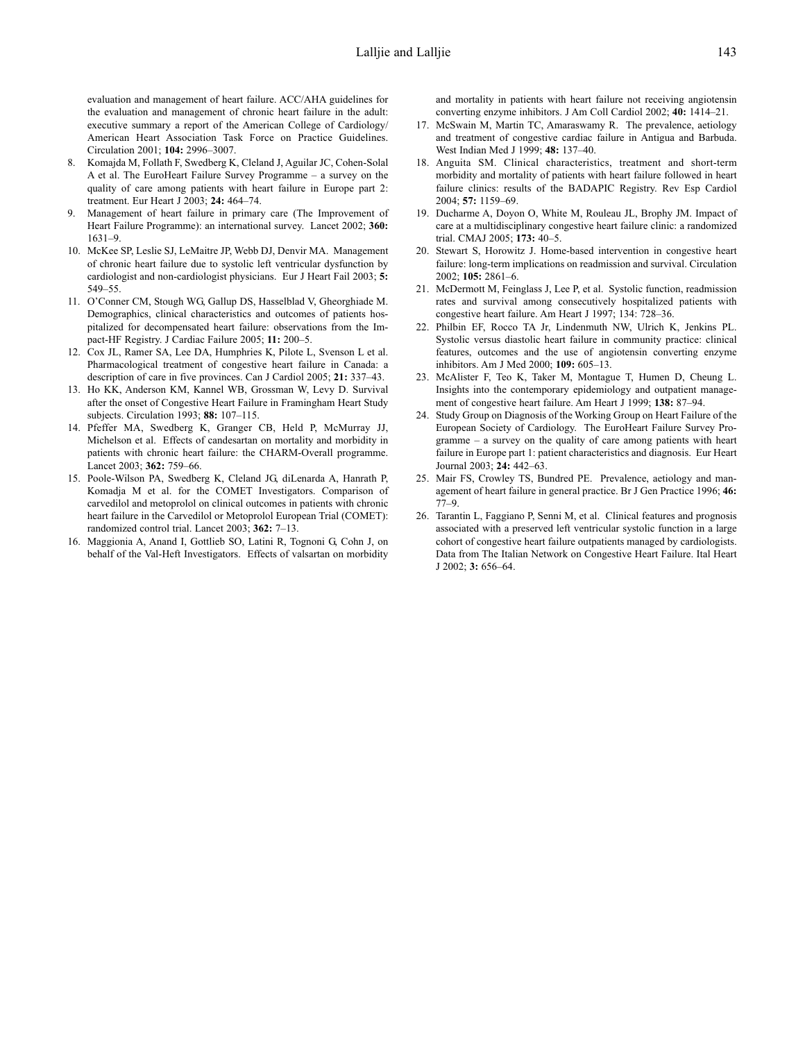evaluation and management of heart failure. ACC/AHA guidelines for the evaluation and management of chronic heart failure in the adult: executive summary a report of the American College of Cardiology/ American Heart Association Task Force on Practice Guidelines. Circulation 2001; **104:** 2996–3007.

8. Komajda M, Follath F, Swedberg K, Cleland J, Aguilar JC, Cohen-Solal A et al. The EuroHeart Failure Survey Programme – a survey on the quality of care among patients with heart failure in Europe part 2: treatment. Eur Heart J 2003; **24:** 464–74.
9. Management of heart failure in primary care (The Improvement of Heart Failure Programme): an international survey. Lancet 2002; **360:** 1631–9.
10. McKee SP, Leslie SJ, LeMaitre JP, Webb DJ, Denvir MA. Management of chronic heart failure due to systolic left ventricular dysfunction by cardiologist and non-cardiologist physicians. Eur J Heart Fail 2003; **5:** 549–55.
11. O'Conner CM, Stough WG, Gallup DS, Hasselblad V, Gheorghiade M. Demographics, clinical characteristics and outcomes of patients hospitalized for decompensated heart failure: observations from the Impact-HF Registry. J Cardiac Failure 2005; **11:** 200–5.
12. Cox JL, Ramer SA, Lee DA, Humphries K, Pilote L, Svenson L et al. Pharmacological treatment of congestive heart failure in Canada: a description of care in five provinces. Can J Cardiol 2005; **21:** 337–43.
13. Ho KK, Anderson KM, Kannel WB, Grossman W, Levy D. Survival after the onset of Congestive Heart Failure in Framingham Heart Study subjects. Circulation 1993; **88:** 107–115.
14. Pfeffer MA, Swedberg K, Granger CB, Held P, McMurray JJ, Michelson et al. Effects of candesartan on mortality and morbidity in patients with chronic heart failure: the CHARM-Overall programme. Lancet 2003; **362:** 759–66.
15. Poole-Wilson PA, Swedberg K, Cleland JG, diLenarda A, Hanrath P, Komadja M et al. for the COMET Investigators. Comparison of carvedilol and metoprolol on clinical outcomes in patients with chronic heart failure in the Carvedilol or Metoprolol European Trial (COMET): randomized control trial. Lancet 2003; **362:** 7–13.
16. Maggionia A, Anand I, Gottlieb SO, Latini R, Tognoni G, Cohn J, on behalf of the Val-Heft Investigators. Effects of valsartan on morbidity and mortality in patients with heart failure not receiving angiotensin converting enzyme inhibitors. J Am Coll Cardiol 2002; **40:** 1414–21.
17. McSwain M, Martin TC, Amaraswamy R. The prevalence, aetiology and treatment of congestive cardiac failure in Antigua and Barbuda. West Indian Med J 1999; **48:** 137–40.
18. Anguita SM. Clinical characteristics, treatment and short-term morbidity and mortality of patients with heart failure followed in heart failure clinics: results of the BADAPIC Registry. Rev Esp Cardiol 2004; **57:** 1159–69.
19. Ducharme A, Doyon O, White M, Rouleau JL, Brophy JM. Impact of care at a multidisciplinary congestive heart failure clinic: a randomized trial. CMAJ 2005; **173:** 40–5.
20. Stewart S, Horowitz J. Home-based intervention in congestive heart failure: long-term implications on readmission and survival. Circulation 2002; **105:** 2861–6.
21. McDermott M, Feinglass J, Lee P, et al. Systolic function, readmission rates and survival among consecutively hospitalized patients with congestive heart failure. Am Heart J 1997; 134: 728–36.
22. Philbin EF, Rocco TA Jr, Lindenmuth NW, Ulrich K, Jenkins PL. Systolic versus diastolic heart failure in community practice: clinical features, outcomes and the use of angiotensin converting enzyme inhibitors. Am J Med 2000; **109:** 605–13.
23. McAlister F, Teo K, Taker M, Montague T, Humen D, Cheung L. Insights into the contemporary epidemiology and outpatient management of congestive heart failure. Am Heart J 1999; **138:** 87–94.
24. Study Group on Diagnosis of the Working Group on Heart Failure of the European Society of Cardiology. The EuroHeart Failure Survey Programme – a survey on the quality of care among patients with heart failure in Europe part 1: patient characteristics and diagnosis. Eur Heart Journal 2003; **24:** 442–63.
25. Mair FS, Crowley TS, Bundred PE. Prevalence, aetiology and management of heart failure in general practice. Br J Gen Practice 1996; **46:** 77–9.
26. Tarantin L, Faggiano P, Senni M, et al. Clinical features and prognosis associated with a preserved left ventricular systolic function in a large cohort of congestive heart failure outpatients managed by cardiologists. Data from The Italian Network on Congestive Heart Failure. Ital Heart J 2002; **3:** 656–64.